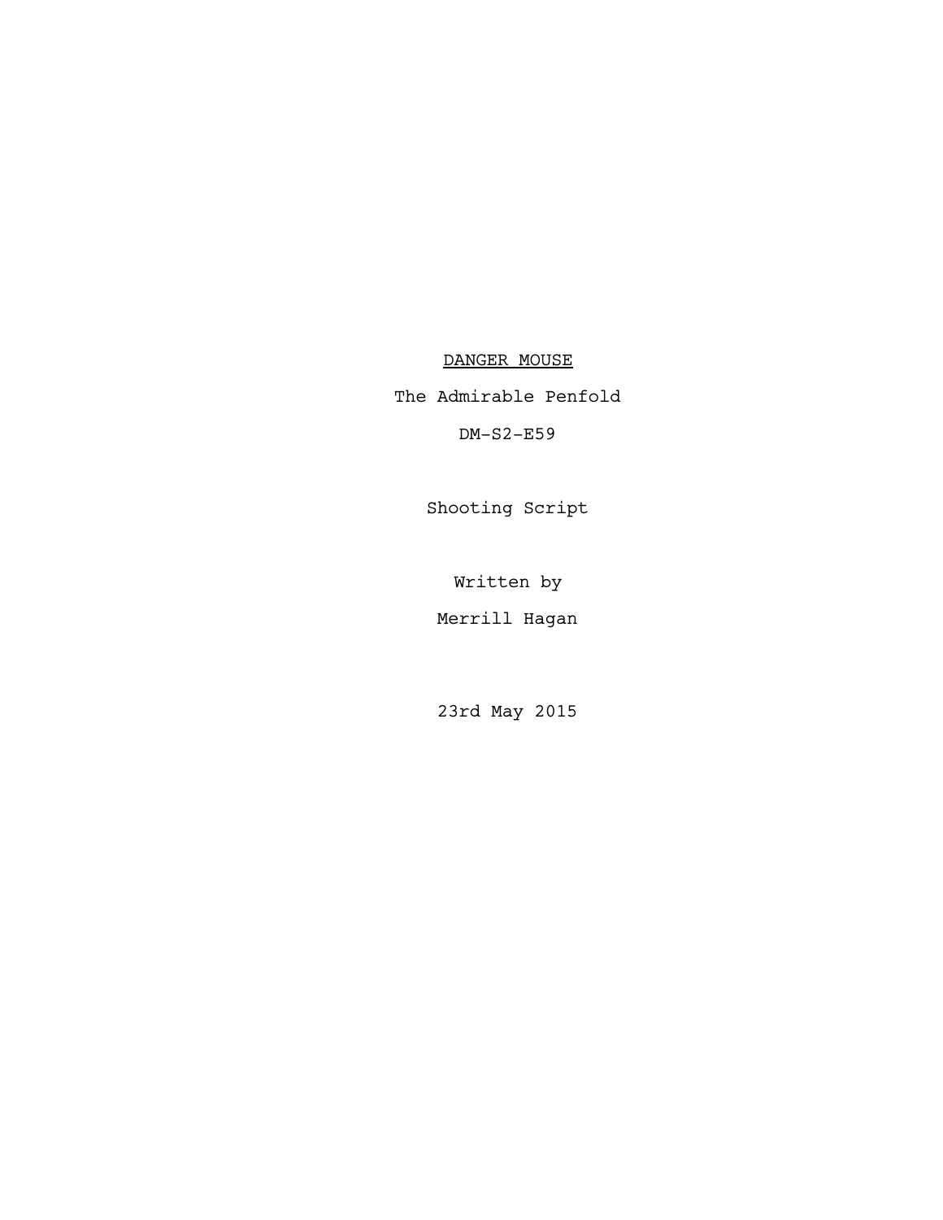<u>DANGER MOUSE</u>

The Admirable Penfold

DM-S2-E59

Shooting Script

Written by

Merrill Hagan

23rd May 2015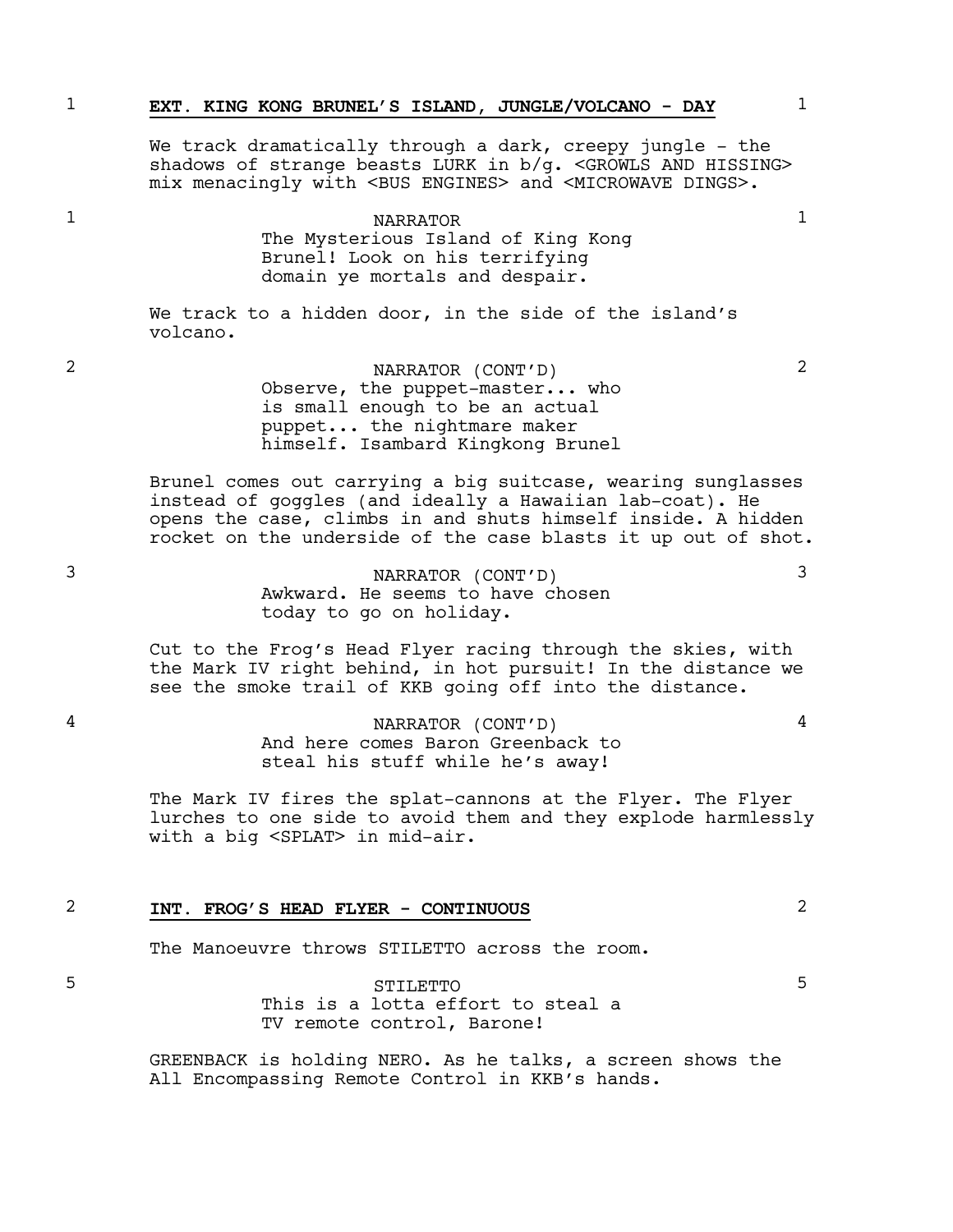1 **EXT. KING KONG BRUNEL'S ISLAND, JUNGLE/VOLCANO - DAY** 1

We track dramatically through a dark, creepy jungle - the shadows of strange beasts LURK in b/g. <GROWLS AND HISSING> mix menacingly with <BUS ENGINES> and <MICROWAVE DINGS>.

1 NARRATOR 1

The Mysterious Island of King Kong Brunel! Look on his terrifying domain ye mortals and despair.

We track to a hidden door, in the side of the island's volcano.

2 NARRATOR (CONT'D) 2

Observe, the puppet-master... who is small enough to be an actual puppet... the nightmare maker himself. Isambard Kingkong Brunel

Brunel comes out carrying a big suitcase, wearing sunglasses instead of goggles (and ideally a Hawaiian lab-coat). He opens the case, climbs in and shuts himself inside. A hidden rocket on the underside of the case blasts it up out of shot.

3 NARRATOR (CONT'D) 3

Awkward. He seems to have chosen today to go on holiday.

Cut to the Frog's Head Flyer racing through the skies, with the Mark IV right behind, in hot pursuit! In the distance we see the smoke trail of KKB going off into the distance.

4 NARRATOR (CONT'D) 4

And here comes Baron Greenback to steal his stuff while he's away!

The Mark IV fires the splat-cannons at the Flyer. The Flyer lurches to one side to avoid them and they explode harmlessly with a big <SPLAT> in mid-air.

2 **INT. FROG'S HEAD FLYER - CONTINUOUS** 2

The Manoeuvre throws STILETTO across the room.

5 STILETTO 5

This is a lotta effort to steal a TV remote control, Barone!

GREENBACK is holding NERO. As he talks, a screen shows the All Encompassing Remote Control in KKB's hands.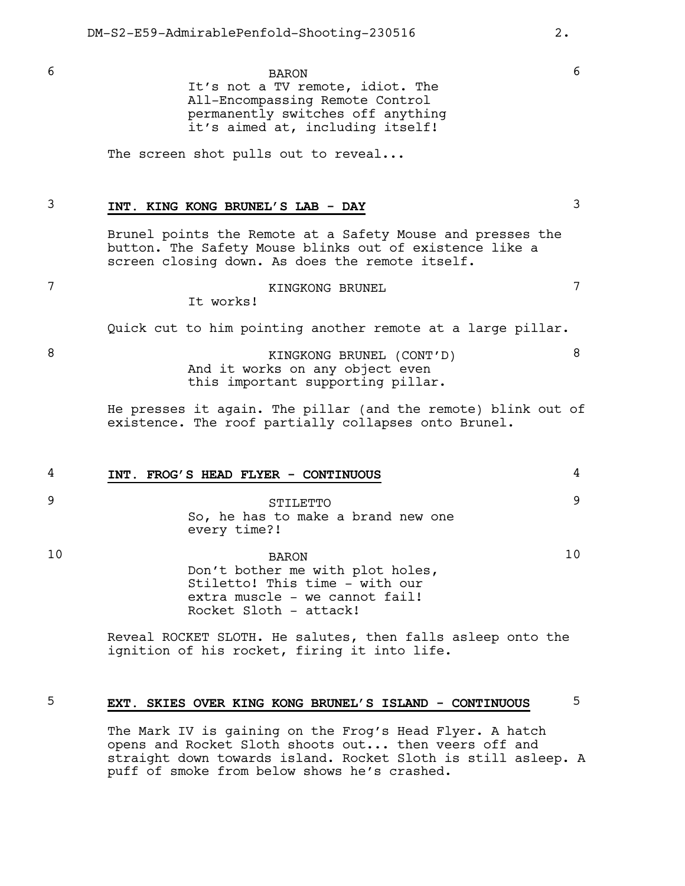6 **BARON** 6

It's not a TV remote, idiot. The All-Encompassing Remote Control permanently switches off anything it's aimed at, including itself!

The screen shot pulls out to reveal...

3 **INT. KING KONG BRUNEL'S LAB - DAY** 3

Brunel points the Remote at a Safety Mouse and presses the button. The Safety Mouse blinks out of existence like a screen closing down. As does the remote itself.

7 **KINGKONG BRUNEL** 7

It works!

Quick cut to him pointing another remote at a large pillar.

8 **KINGKONG BRUNEL (CONT'D)** 8

And it works on any object even this important supporting pillar.

He presses it again. The pillar (and the remote) blink out of existence. The roof partially collapses onto Brunel.

4 **INT. FROG'S HEAD FLYER - CONTINUOUS** 4

9 **STILETTO** 9

So, he has to make a brand new one every time?!

10 **BARON** 10

Don't bother me with plot holes, Stiletto! This time - with our extra muscle - we cannot fail! Rocket Sloth - attack!

Reveal ROCKET SLOTH. He salutes, then falls asleep onto the ignition of his rocket, firing it into life.

5 **EXT. SKIES OVER KING KONG BRUNEL'S ISLAND - CONTINUOUS** 5

The Mark IV is gaining on the Frog's Head Flyer. A hatch opens and Rocket Sloth shoots out... then veers off and straight down towards island. Rocket Sloth is still asleep. A puff of smoke from below shows he's crashed.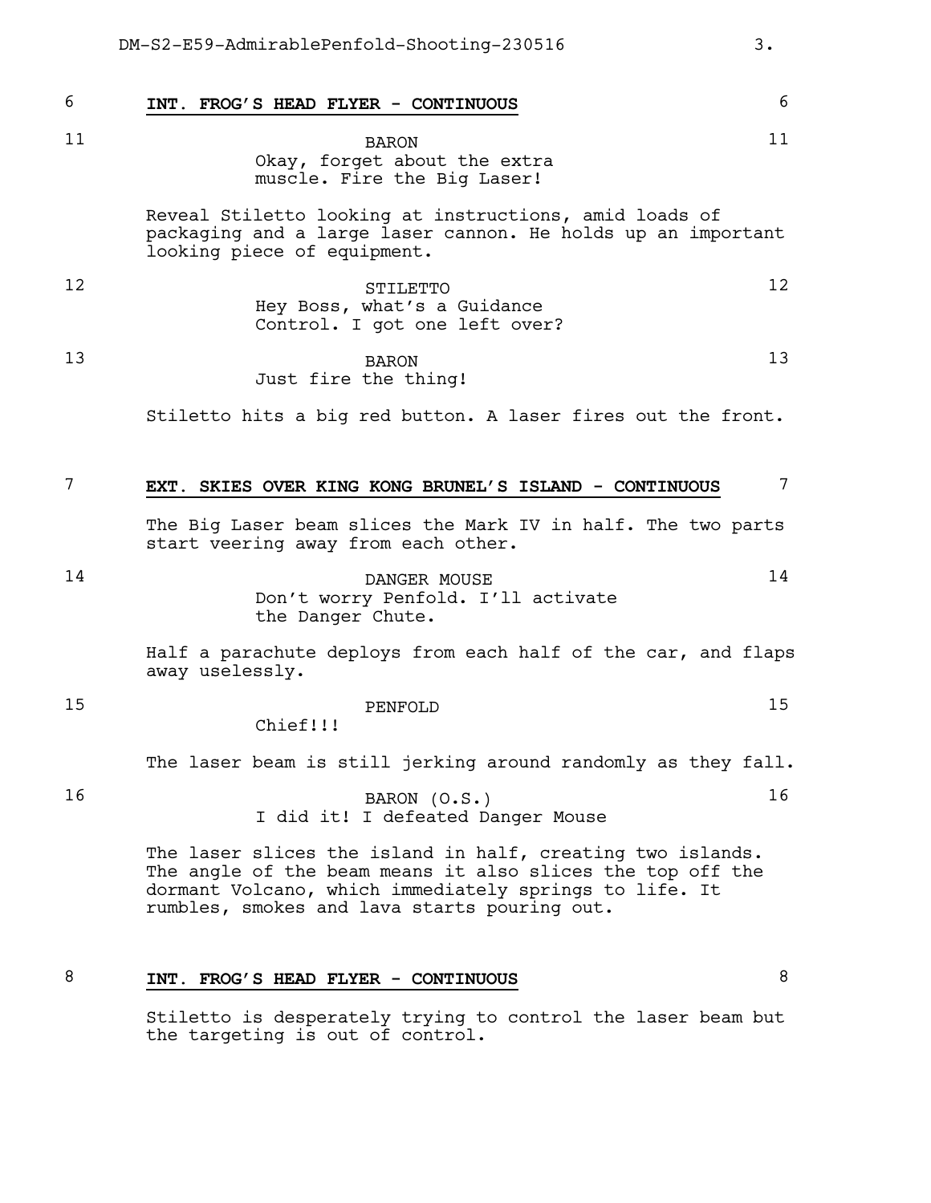6 **INT. FROG'S HEAD FLYER - CONTINUOUS** 6

11 BARON 11
Okay, forget about the extra muscle. Fire the Big Laser!

Reveal Stiletto looking at instructions, amid loads of packaging and a large laser cannon. He holds up an important looking piece of equipment.

12 STILETTO 12
Hey Boss, what's a Guidance Control. I got one left over?

13 BARON 13
Just fire the thing!

Stiletto hits a big red button. A laser fires out the front.

7 **EXT. SKIES OVER KING KONG BRUNEL'S ISLAND - CONTINUOUS** 7

The Big Laser beam slices the Mark IV in half. The two parts start veering away from each other.

14 DANGER MOUSE 14
Don't worry Penfold. I'll activate the Danger Chute.

Half a parachute deploys from each half of the car, and flaps away uselessly.

15 PENFOLD 15
Chief!!!

The laser beam is still jerking around randomly as they fall.

16 BARON (O.S.) 16
I did it! I defeated Danger Mouse

The laser slices the island in half, creating two islands. The angle of the beam means it also slices the top off the dormant Volcano, which immediately springs to life. It rumbles, smokes and lava starts pouring out.

8 **INT. FROG'S HEAD FLYER - CONTINUOUS** 8

Stiletto is desperately trying to control the laser beam but the targeting is out of control.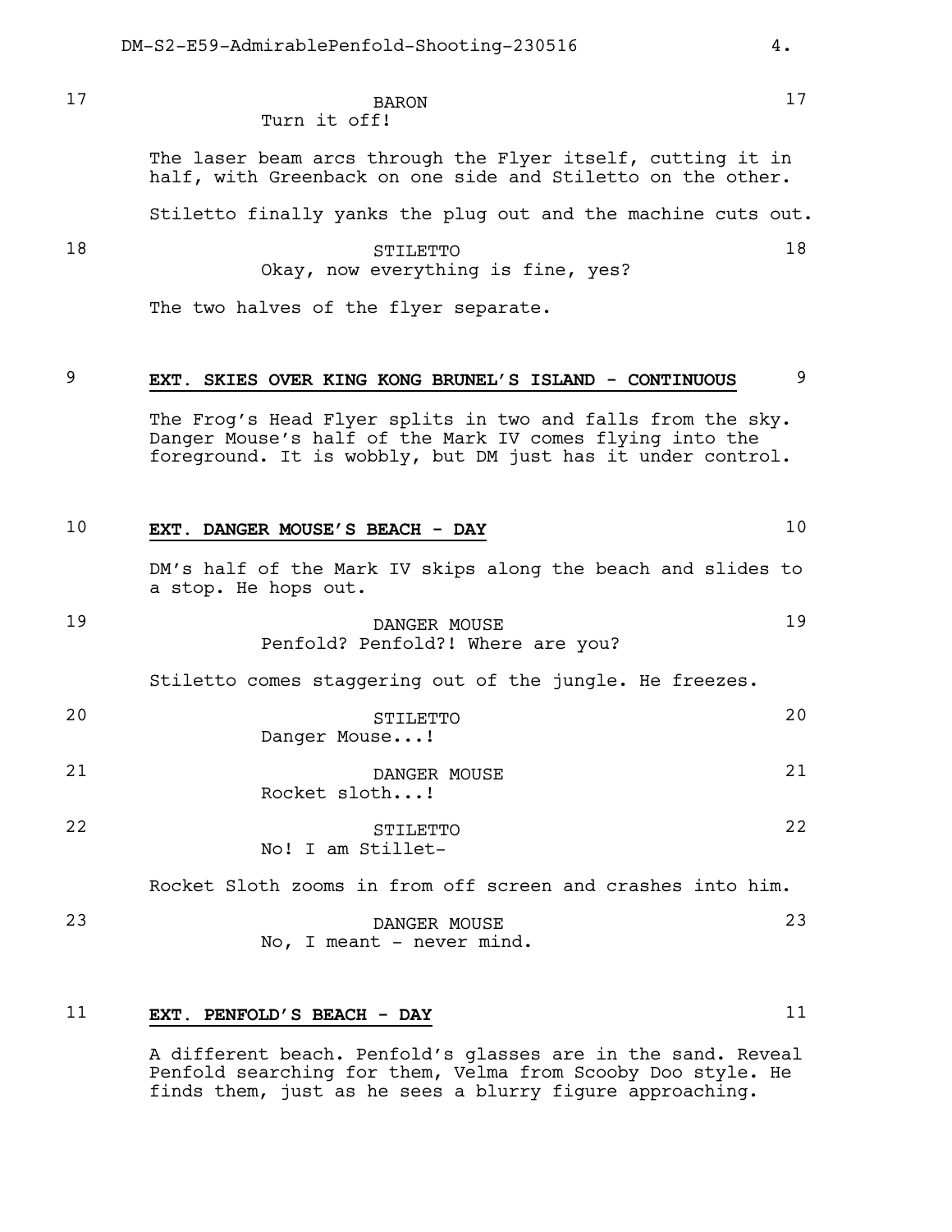17 **BARON** 17

Turn it off!

The laser beam arcs through the Flyer itself, cutting it in half, with Greenback on one side and Stiletto on the other.

Stiletto finally yanks the plug out and the machine cuts out.

18 **STILETTO** 18

Okay, now everything is fine, yes?

The two halves of the flyer separate.

9 **EXT. SKIES OVER KING KONG BRUNEL'S ISLAND - CONTINUOUS** 9

The Frog's Head Flyer splits in two and falls from the sky. Danger Mouse's half of the Mark IV comes flying into the foreground. It is wobbly, but DM just has it under control.

10 **EXT. DANGER MOUSE'S BEACH - DAY** 10

DM's half of the Mark IV skips along the beach and slides to a stop. He hops out.

19 **DANGER MOUSE** 19

Penfold? Penfold?! Where are you?

Stiletto comes staggering out of the jungle. He freezes.

20 **STILETTO** 20

Danger Mouse...!

21 **DANGER MOUSE** 21

Rocket sloth...!

22 **STILETTO** 22

No! I am Stillet-

Rocket Sloth zooms in from off screen and crashes into him.

23 **DANGER MOUSE** 23

No, I meant - never mind.

11 **EXT. PENFOLD'S BEACH - DAY** 11

A different beach. Penfold's glasses are in the sand. Reveal Penfold searching for them, Velma from Scooby Doo style. He finds them, just as he sees a blurry figure approaching.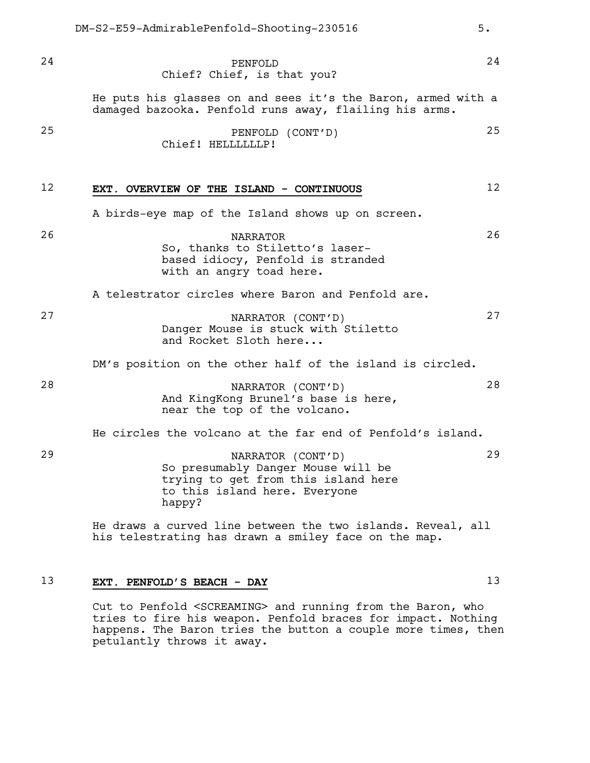24 PENFOLD 24
Chief? Chief, is that you?

He puts his glasses on and sees it's the Baron, armed with a damaged bazooka. Penfold runs away, flailing his arms.

25 PENFOLD (CONT'D) 25
Chief! HELLLLLLP!

12 **EXT. OVERVIEW OF THE ISLAND - CONTINUOUS** 12

A birds-eye map of the Island shows up on screen.

26 NARRATOR 26
So, thanks to Stiletto's laser-based idiocy, Penfold is stranded with an angry toad here.

A telestrator circles where Baron and Penfold are.

27 NARRATOR (CONT'D) 27
Danger Mouse is stuck with Stiletto and Rocket Sloth here...

DM's position on the other half of the island is circled.

28 NARRATOR (CONT'D) 28
And KingKong Brunel's base is here, near the top of the volcano.

He circles the volcano at the far end of Penfold's island.

29 NARRATOR (CONT'D) 29
So presumably Danger Mouse will be trying to get from this island here to this island here. Everyone happy?

He draws a curved line between the two islands. Reveal, all his telestrating has drawn a smiley face on the map.

13 **EXT. PENFOLD'S BEACH - DAY** 13

Cut to Penfold <SCREAMING> and running from the Baron, who tries to fire his weapon. Penfold braces for impact. Nothing happens. The Baron tries the button a couple more times, then petulantly throws it away.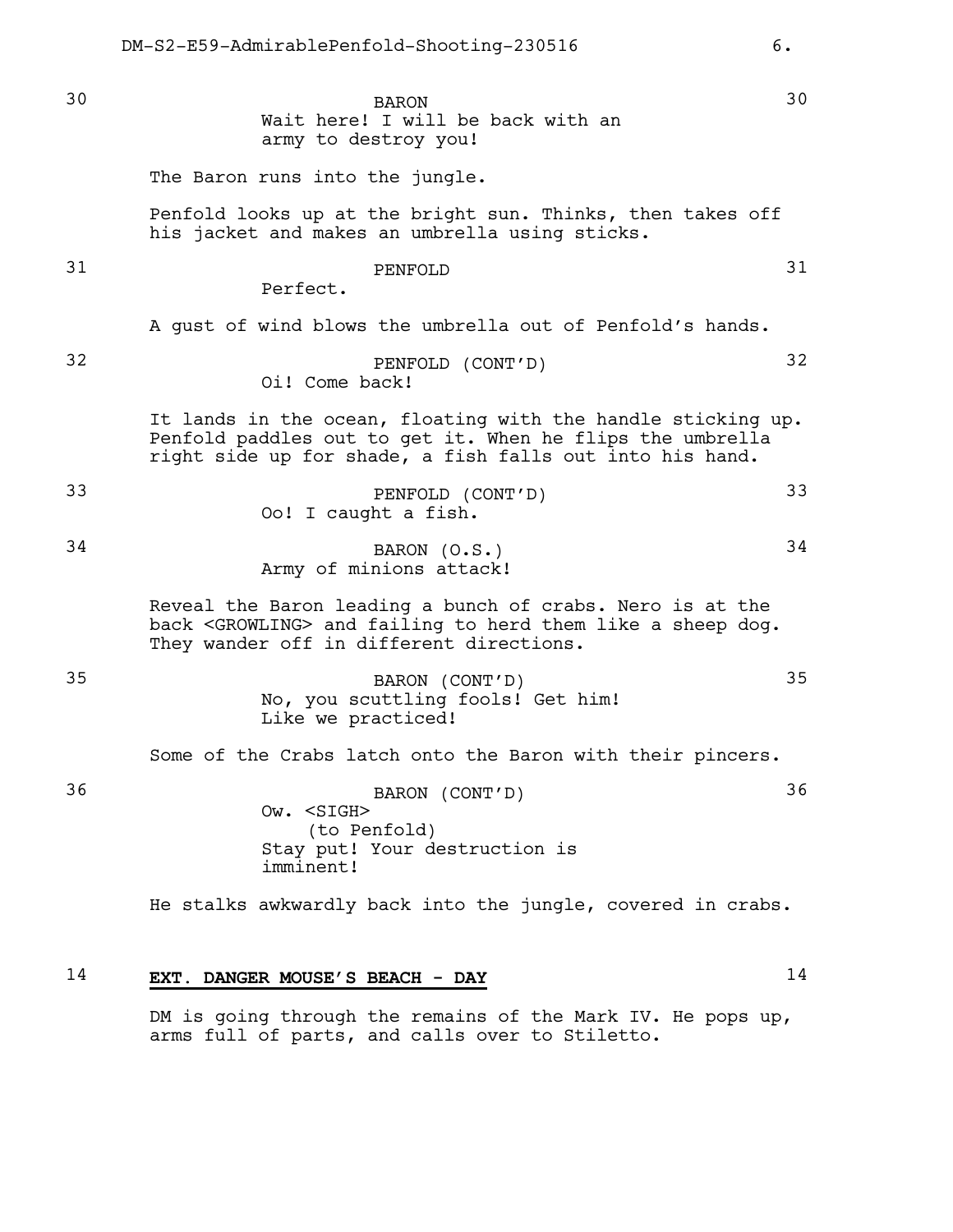30 **BARON** 30

Wait here! I will be back with an army to destroy you!

The Baron runs into the jungle.

Penfold looks up at the bright sun. Thinks, then takes off his jacket and makes an umbrella using sticks.

31 **PENFOLD** 31

Perfect.

A gust of wind blows the umbrella out of Penfold's hands.

32 **PENFOLD (CONT'D)** 32

Oi! Come back!

It lands in the ocean, floating with the handle sticking up. Penfold paddles out to get it. When he flips the umbrella right side up for shade, a fish falls out into his hand.

33 **PENFOLD (CONT'D)** 33

Oo! I caught a fish.

34 **BARON (O.S.)** 34

Army of minions attack!

Reveal the Baron leading a bunch of crabs. Nero is at the back <GROWLING> and failing to herd them like a sheep dog. They wander off in different directions.

35 **BARON (CONT'D)** 35

No, you scuttling fools! Get him! Like we practiced!

Some of the Crabs latch onto the Baron with their pincers.

36 **BARON (CONT'D)** 36

Ow. <SIGH>
(to Penfold)
Stay put! Your destruction is imminent!

He stalks awkwardly back into the jungle, covered in crabs.

## 14 EXT. DANGER MOUSE'S BEACH - DAY 14

DM is going through the remains of the Mark IV. He pops up, arms full of parts, and calls over to Stiletto.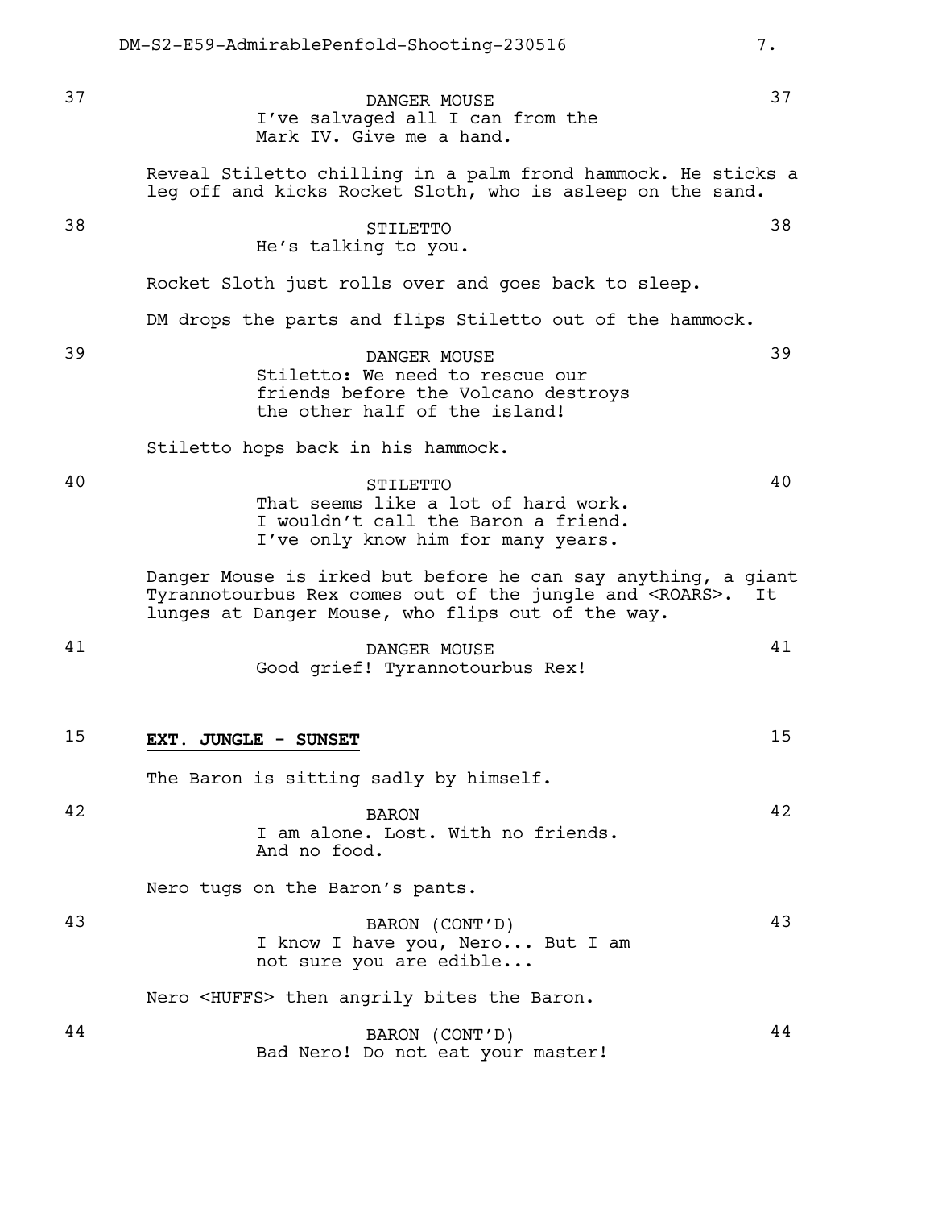37 **DANGER MOUSE** 37

I've salvaged all I can from the Mark IV. Give me a hand.

Reveal Stiletto chilling in a palm frond hammock. He sticks a leg off and kicks Rocket Sloth, who is asleep on the sand.

38 **STILETTO** 38

He's talking to you.

Rocket Sloth just rolls over and goes back to sleep.

DM drops the parts and flips Stiletto out of the hammock.

39 **DANGER MOUSE** 39

Stiletto: We need to rescue our friends before the Volcano destroys the other half of the island!

Stiletto hops back in his hammock.

40 **STILETTO** 40

That seems like a lot of hard work. I wouldn't call the Baron a friend. I've only know him for many years.

Danger Mouse is irked but before he can say anything, a giant Tyrannotourbus Rex comes out of the jungle and <ROARS>. It lunges at Danger Mouse, who flips out of the way.

41 **DANGER MOUSE** 41

Good grief! Tyrannotourbus Rex!

## 15 EXT. JUNGLE - SUNSET 15

The Baron is sitting sadly by himself.

42 **BARON** 42

I am alone. Lost. With no friends. And no food.

Nero tugs on the Baron's pants.

43 **BARON (CONT'D)** 43

I know I have you, Nero... But I am not sure you are edible...

Nero <HUFFS> then angrily bites the Baron.

44 **BARON (CONT'D)** 44

Bad Nero! Do not eat your master!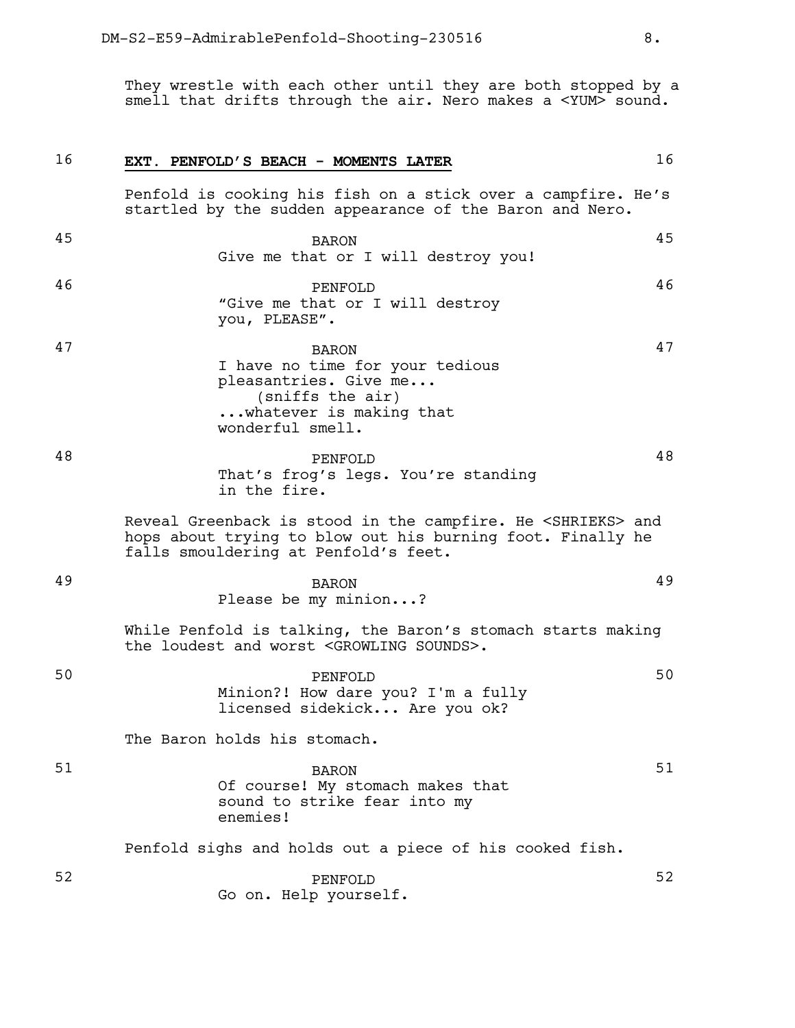They wrestle with each other until they are both stopped by a smell that drifts through the air. Nero makes a <YUM> sound.

16 **EXT. PENFOLD'S BEACH - MOMENTS LATER** 16

Penfold is cooking his fish on a stick over a campfire. He's startled by the sudden appearance of the Baron and Nero.

45 BARON 45
Give me that or I will destroy you!

46 PENFOLD 46
"Give me that or I will destroy you, PLEASE".

47 BARON 47
I have no time for your tedious pleasantries. Give me...
(sniffs the air)
...whatever is making that wonderful smell.

48 PENFOLD 48
That's frog's legs. You're standing in the fire.

Reveal Greenback is stood in the campfire. He <SHRIEKS> and hops about trying to blow out his burning foot. Finally he falls smouldering at Penfold's feet.

49 BARON 49
Please be my minion...?

While Penfold is talking, the Baron's stomach starts making the loudest and worst <GROWLING SOUNDS>.

50 PENFOLD 50
Minion?! How dare you? I'm a fully licensed sidekick... Are you ok?

The Baron holds his stomach.

51 BARON 51
Of course! My stomach makes that sound to strike fear into my enemies!

Penfold sighs and holds out a piece of his cooked fish.

52 PENFOLD 52
Go on. Help yourself.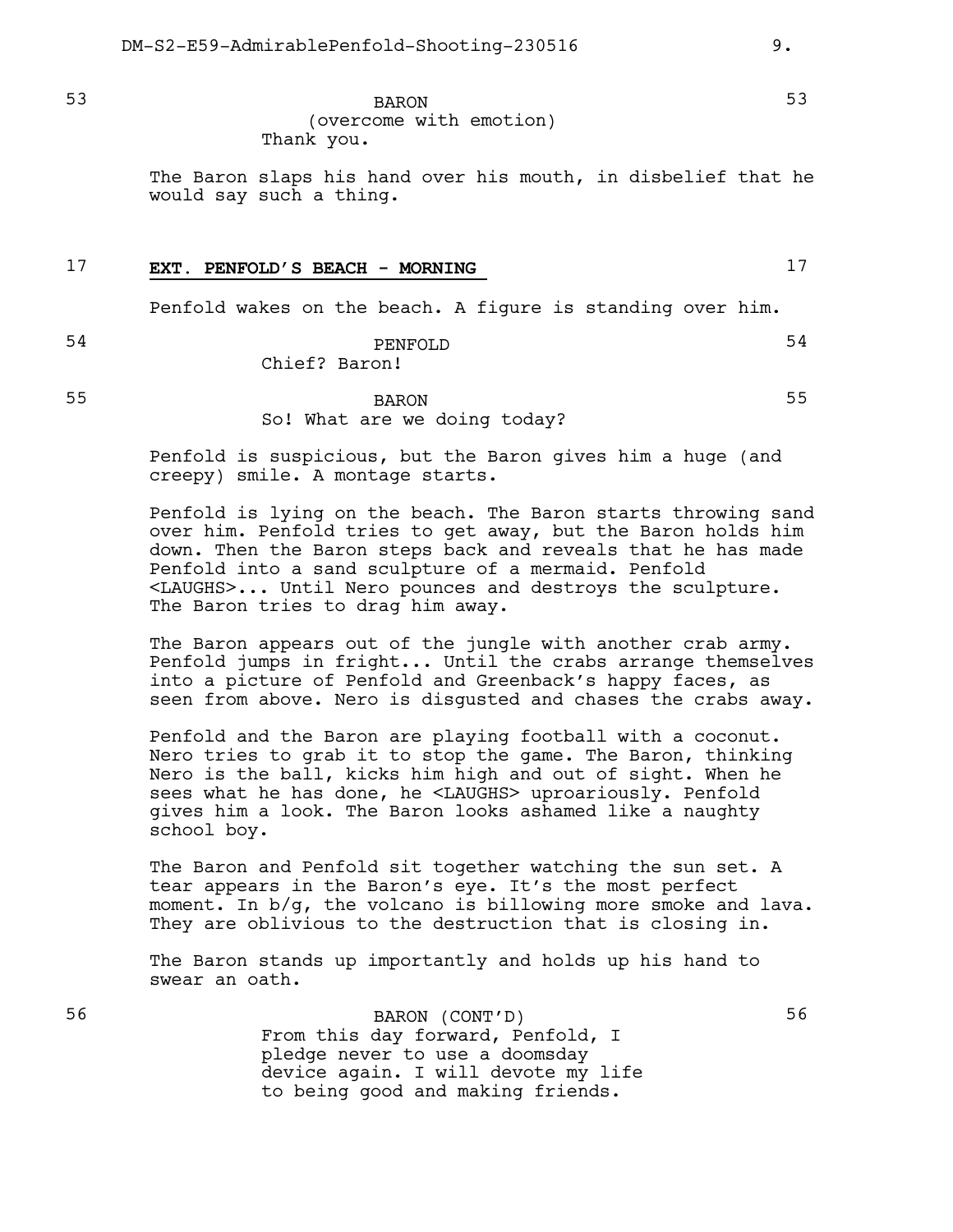53 BARON 53
(overcome with emotion)
Thank you.

The Baron slaps his hand over his mouth, in disbelief that he would say such a thing.

17 **EXT. PENFOLD'S BEACH - MORNING** 17

Penfold wakes on the beach. A figure is standing over him.

54 PENFOLD 54
Chief? Baron!

55 BARON 55
So! What are we doing today?

Penfold is suspicious, but the Baron gives him a huge (and creepy) smile. A montage starts.

Penfold is lying on the beach. The Baron starts throwing sand over him. Penfold tries to get away, but the Baron holds him down. Then the Baron steps back and reveals that he has made Penfold into a sand sculpture of a mermaid. Penfold <LAUGHS>... Until Nero pounces and destroys the sculpture. The Baron tries to drag him away.

The Baron appears out of the jungle with another crab army. Penfold jumps in fright... Until the crabs arrange themselves into a picture of Penfold and Greenback's happy faces, as seen from above. Nero is disgusted and chases the crabs away.

Penfold and the Baron are playing football with a coconut. Nero tries to grab it to stop the game. The Baron, thinking Nero is the ball, kicks him high and out of sight. When he sees what he has done, he <LAUGHS> uproariously. Penfold gives him a look. The Baron looks ashamed like a naughty school boy.

The Baron and Penfold sit together watching the sun set. A tear appears in the Baron's eye. It's the most perfect moment. In b/g, the volcano is billowing more smoke and lava. They are oblivious to the destruction that is closing in.

The Baron stands up importantly and holds up his hand to swear an oath.

56 BARON (CONT'D) 56
From this day forward, Penfold, I pledge never to use a doomsday device again. I will devote my life to being good and making friends.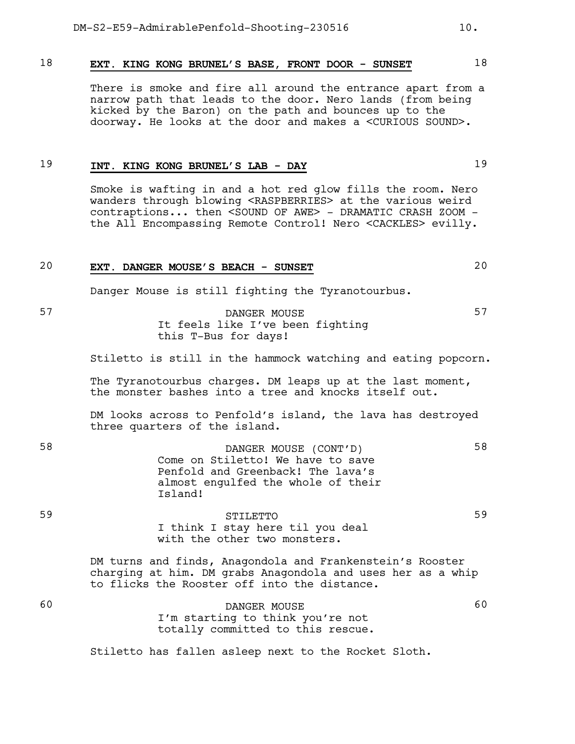### 18 EXT. KING KONG BRUNEL'S BASE, FRONT DOOR - SUNSET 18

There is smoke and fire all around the entrance apart from a narrow path that leads to the door. Nero lands (from being kicked by the Baron) on the path and bounces up to the doorway. He looks at the door and makes a <CURIOUS SOUND>.

### 19 INT. KING KONG BRUNEL'S LAB - DAY 19

Smoke is wafting in and a hot red glow fills the room. Nero wanders through blowing <RASPBERRIES> at the various weird contraptions... then <SOUND OF AWE> - DRAMATIC CRASH ZOOM - the All Encompassing Remote Control! Nero <CACKLES> evilly.

### 20 EXT. DANGER MOUSE'S BEACH - SUNSET 20

Danger Mouse is still fighting the Tyranotourbus.

57 DANGER MOUSE 57
It feels like I've been fighting this T-Bus for days!

Stiletto is still in the hammock watching and eating popcorn.

The Tyranotourbus charges. DM leaps up at the last moment, the monster bashes into a tree and knocks itself out.

DM looks across to Penfold's island, the lava has destroyed three quarters of the island.

58 DANGER MOUSE (CONT'D) 58
Come on Stiletto! We have to save Penfold and Greenback! The lava's almost engulfed the whole of their Island!

59 STILETTO 59
I think I stay here til you deal with the other two monsters.

DM turns and finds, Anagondola and Frankenstein's Rooster charging at him. DM grabs Anagondola and uses her as a whip to flicks the Rooster off into the distance.

60 DANGER MOUSE 60
I'm starting to think you're not totally committed to this rescue.

Stiletto has fallen asleep next to the Rocket Sloth.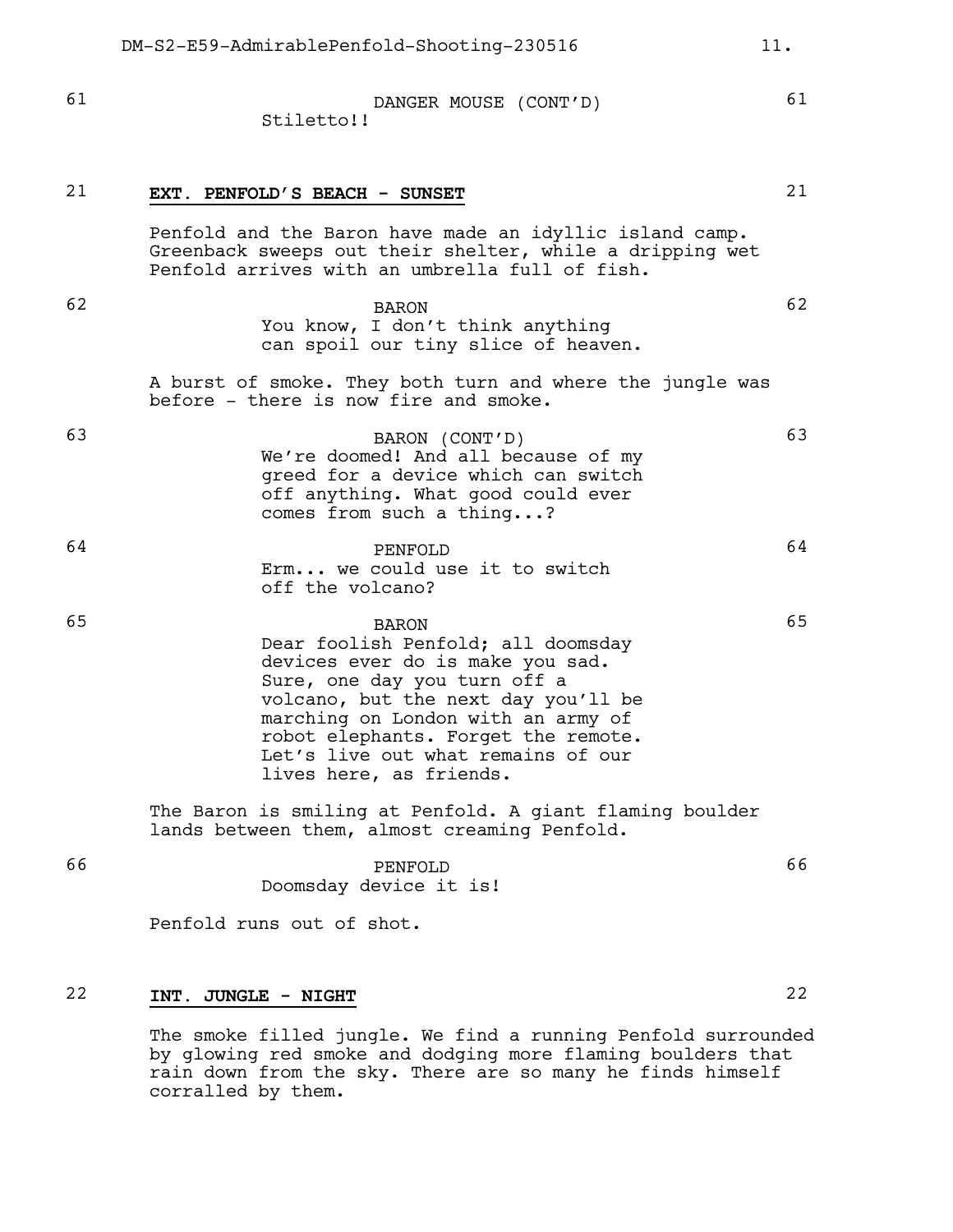61 DANGER MOUSE (CONT'D) 61
Stiletto!!

## 21 **EXT. PENFOLD'S BEACH - SUNSET** 21

Penfold and the Baron have made an idyllic island camp. Greenback sweeps out their shelter, while a dripping wet Penfold arrives with an umbrella full of fish.

62 BARON 62
You know, I don't think anything can spoil our tiny slice of heaven.

A burst of smoke. They both turn and where the jungle was before - there is now fire and smoke.

63 BARON (CONT'D) 63
We're doomed! And all because of my greed for a device which can switch off anything. What good could ever comes from such a thing...?

64 PENFOLD 64
Erm... we could use it to switch off the volcano?

65 BARON 65
Dear foolish Penfold; all doomsday devices ever do is make you sad. Sure, one day you turn off a volcano, but the next day you'll be marching on London with an army of robot elephants. Forget the remote. Let's live out what remains of our lives here, as friends.

The Baron is smiling at Penfold. A giant flaming boulder lands between them, almost creaming Penfold.

66 PENFOLD 66
Doomsday device it is!

Penfold runs out of shot.

## 22 **INT. JUNGLE - NIGHT** 22

The smoke filled jungle. We find a running Penfold surrounded by glowing red smoke and dodging more flaming boulders that rain down from the sky. There are so many he finds himself corralled by them.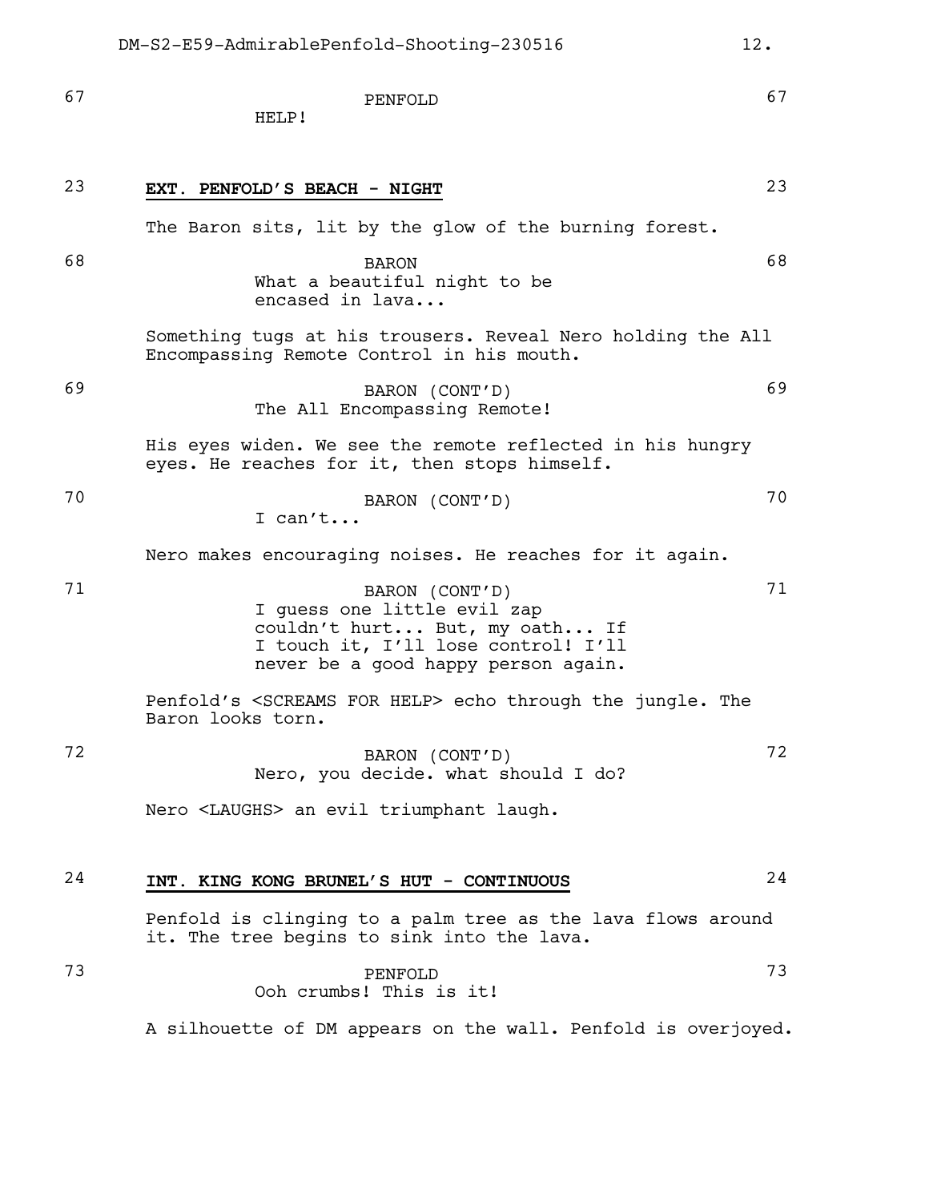67 PENFOLD 67

HELP!

## 23 **EXT. PENFOLD'S BEACH - NIGHT** 23

The Baron sits, lit by the glow of the burning forest.

68 BARON 68

What a beautiful night to be encased in lava...

Something tugs at his trousers. Reveal Nero holding the All Encompassing Remote Control in his mouth.

69 BARON (CONT'D) 69

The All Encompassing Remote!

His eyes widen. We see the remote reflected in his hungry eyes. He reaches for it, then stops himself.

70 BARON (CONT'D) 70

I can't...

Nero makes encouraging noises. He reaches for it again.

71 BARON (CONT'D) 71

I guess one little evil zap couldn't hurt... But, my oath... If I touch it, I'll lose control! I'll never be a good happy person again.

Penfold's <SCREAMS FOR HELP> echo through the jungle. The Baron looks torn.

72 BARON (CONT'D) 72

Nero, you decide. what should I do?

Nero <LAUGHS> an evil triumphant laugh.

## 24 **INT. KING KONG BRUNEL'S HUT - CONTINUOUS** 24

Penfold is clinging to a palm tree as the lava flows around it. The tree begins to sink into the lava.

73 PENFOLD 73

Ooh crumbs! This is it!

A silhouette of DM appears on the wall. Penfold is overjoyed.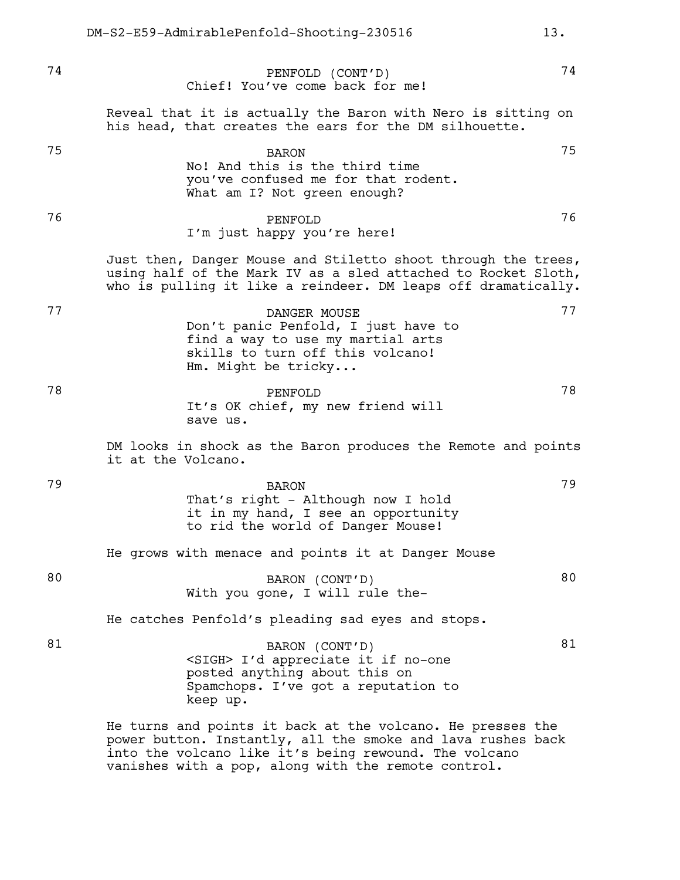74 PENFOLD (CONT'D) 74

Chief! You've come back for me!

Reveal that it is actually the Baron with Nero is sitting on his head, that creates the ears for the DM silhouette.

75 BARON 75

No! And this is the third time you've confused me for that rodent. What am I? Not green enough?

76 PENFOLD 76

I'm just happy you're here!

Just then, Danger Mouse and Stiletto shoot through the trees, using half of the Mark IV as a sled attached to Rocket Sloth, who is pulling it like a reindeer. DM leaps off dramatically.

77 DANGER MOUSE 77

Don't panic Penfold, I just have to find a way to use my martial arts skills to turn off this volcano! Hm. Might be tricky...

78 PENFOLD 78

It's OK chief, my new friend will save us.

DM looks in shock as the Baron produces the Remote and points it at the Volcano.

79 BARON 79

That's right - Although now I hold it in my hand, I see an opportunity to rid the world of Danger Mouse!

He grows with menace and points it at Danger Mouse

80 BARON (CONT'D) 80

With you gone, I will rule the-

He catches Penfold's pleading sad eyes and stops.

81 BARON (CONT'D) 81

<SIGH> I'd appreciate it if no-one posted anything about this on Spamchops. I've got a reputation to keep up.

He turns and points it back at the volcano. He presses the power button. Instantly, all the smoke and lava rushes back into the volcano like it's being rewound. The volcano vanishes with a pop, along with the remote control.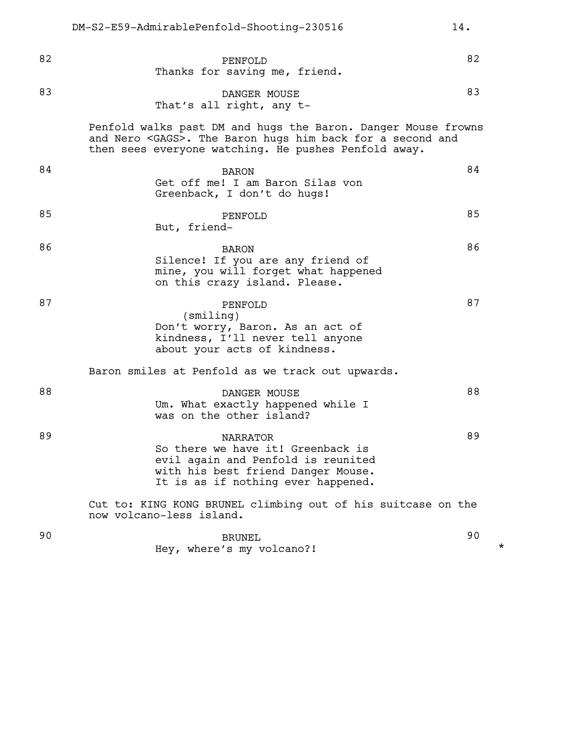82 **PENFOLD** 82
Thanks for saving me, friend.

83 **DANGER MOUSE** 83
That's all right, any t-

Penfold walks past DM and hugs the Baron. Danger Mouse frowns and Nero <GAGS>. The Baron hugs him back for a second and then sees everyone watching. He pushes Penfold away.

84 **BARON** 84
Get off me! I am Baron Silas von Greenback, I don't do hugs!

85 **PENFOLD** 85
But, friend-

86 **BARON** 86
Silence! If you are any friend of mine, you will forget what happened on this crazy island. Please.

87 **PENFOLD** 87
(smiling)
Don't worry, Baron. As an act of kindness, I'll never tell anyone about your acts of kindness.

Baron smiles at Penfold as we track out upwards.

88 **DANGER MOUSE** 88
Um. What exactly happened while I was on the other island?

89 **NARRATOR** 89
So there we have it! Greenback is evil again and Penfold is reunited with his best friend Danger Mouse. It is as if nothing ever happened.

Cut to: KING KONG BRUNEL climbing out of his suitcase on the now volcano-less island.

90 **BRUNEL** 90 *
Hey, where's my volcano?!